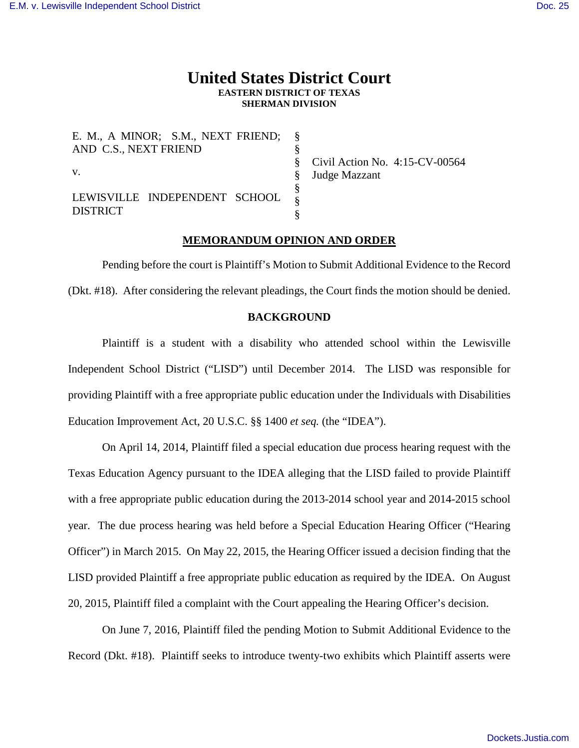# United States District Court

**EASTERN DISTRICT OF TEXAS**
**SHERMAN DIVISION**

| | | |
|---|---|---|
| E. M., A MINOR; S.M., NEXT FRIEND; AND C.S., NEXT FRIEND | § | |
| | § | |
| v. | § | Civil Action No. 4:15-CV-00564 |
| | § | Judge Mazzant |
| LEWISVILLE INDEPENDENT SCHOOL DISTRICT | § | |
| | § | |
| | § | |

**MEMORANDUM OPINION AND ORDER**

Pending before the court is Plaintiff's Motion to Submit Additional Evidence to the Record (Dkt. #18). After considering the relevant pleadings, the Court finds the motion should be denied.

**BACKGROUND**

Plaintiff is a student with a disability who attended school within the Lewisville Independent School District ("LISD") until December 2014. The LISD was responsible for providing Plaintiff with a free appropriate public education under the Individuals with Disabilities Education Improvement Act, 20 U.S.C. §§ 1400 *et seq.* (the "IDEA").

On April 14, 2014, Plaintiff filed a special education due process hearing request with the Texas Education Agency pursuant to the IDEA alleging that the LISD failed to provide Plaintiff with a free appropriate public education during the 2013-2014 school year and 2014-2015 school year. The due process hearing was held before a Special Education Hearing Officer ("Hearing Officer") in March 2015. On May 22, 2015, the Hearing Officer issued a decision finding that the LISD provided Plaintiff a free appropriate public education as required by the IDEA. On August 20, 2015, Plaintiff filed a complaint with the Court appealing the Hearing Officer's decision.

On June 7, 2016, Plaintiff filed the pending Motion to Submit Additional Evidence to the Record (Dkt. #18). Plaintiff seeks to introduce twenty-two exhibits which Plaintiff asserts were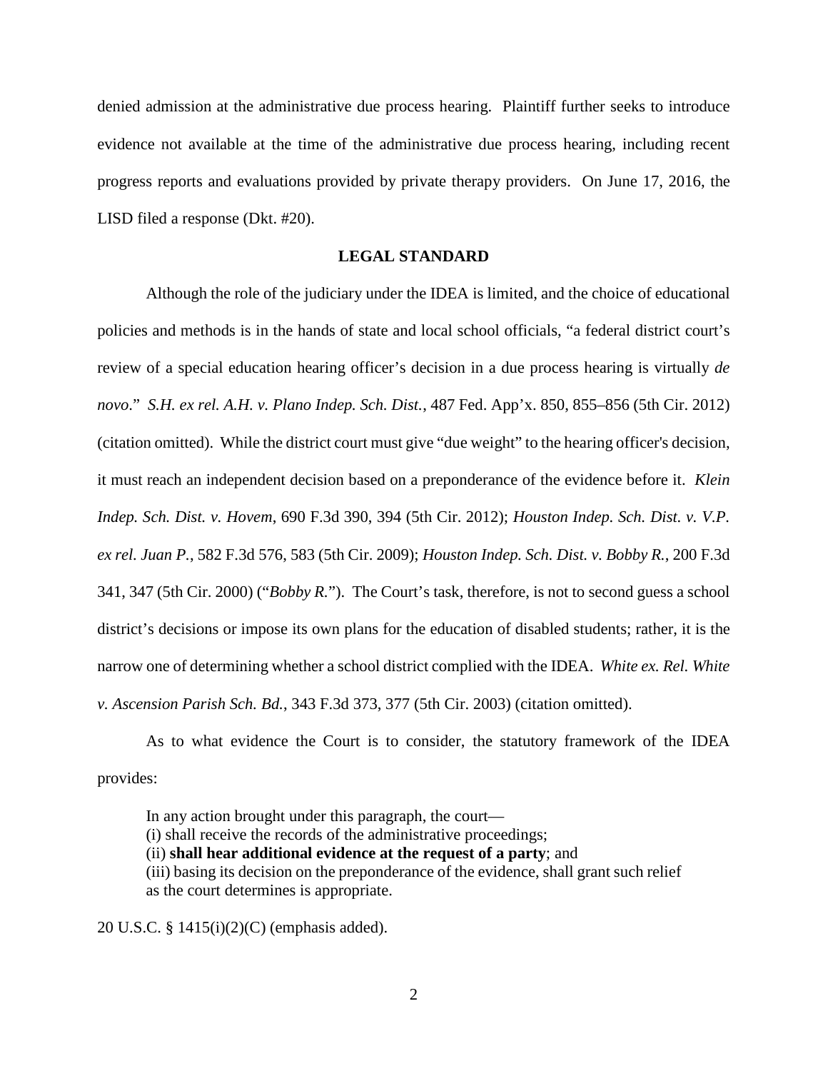denied admission at the administrative due process hearing. Plaintiff further seeks to introduce evidence not available at the time of the administrative due process hearing, including recent progress reports and evaluations provided by private therapy providers. On June 17, 2016, the LISD filed a response (Dkt. #20).

## LEGAL STANDARD

Although the role of the judiciary under the IDEA is limited, and the choice of educational policies and methods is in the hands of state and local school officials, "a federal district court's review of a special education hearing officer's decision in a due process hearing is virtually *de novo*." *S.H. ex rel. A.H. v. Plano Indep. Sch. Dist.*, 487 Fed. App'x. 850, 855–856 (5th Cir. 2012) (citation omitted). While the district court must give "due weight" to the hearing officer's decision, it must reach an independent decision based on a preponderance of the evidence before it. *Klein Indep. Sch. Dist. v. Hovem*, 690 F.3d 390, 394 (5th Cir. 2012); *Houston Indep. Sch. Dist. v. V.P. ex rel. Juan P.*, 582 F.3d 576, 583 (5th Cir. 2009); *Houston Indep. Sch. Dist. v. Bobby R.*, 200 F.3d 341, 347 (5th Cir. 2000) ("*Bobby R.*"). The Court's task, therefore, is not to second guess a school district's decisions or impose its own plans for the education of disabled students; rather, it is the narrow one of determining whether a school district complied with the IDEA. *White ex. Rel. White v. Ascension Parish Sch. Bd.*, 343 F.3d 373, 377 (5th Cir. 2003) (citation omitted).

As to what evidence the Court is to consider, the statutory framework of the IDEA provides:

> In any action brought under this paragraph, the court—
> (i) shall receive the records of the administrative proceedings;
> (ii) **shall hear additional evidence at the request of a party**; and
> (iii) basing its decision on the preponderance of the evidence, shall grant such relief as the court determines is appropriate.

20 U.S.C. § 1415(i)(2)(C) (emphasis added).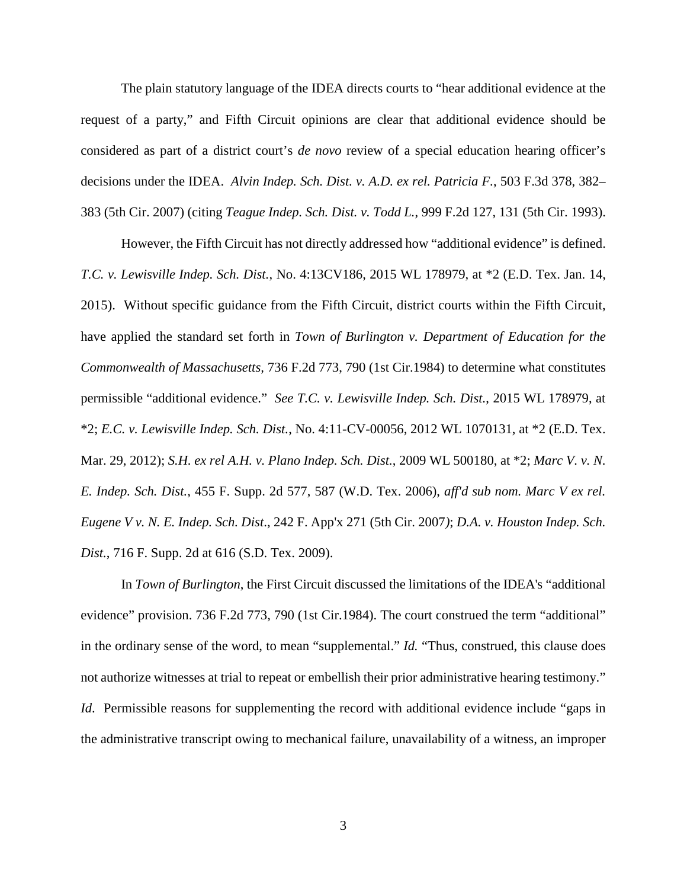The plain statutory language of the IDEA directs courts to "hear additional evidence at the request of a party," and Fifth Circuit opinions are clear that additional evidence should be considered as part of a district court's *de novo* review of a special education hearing officer's decisions under the IDEA. *Alvin Indep. Sch. Dist. v. A.D. ex rel. Patricia F.*, 503 F.3d 378, 382–383 (5th Cir. 2007) (citing *Teague Indep. Sch. Dist. v. Todd L.*, 999 F.2d 127, 131 (5th Cir. 1993).

However, the Fifth Circuit has not directly addressed how "additional evidence" is defined. *T.C. v. Lewisville Indep. Sch. Dist.*, No. 4:13CV186, 2015 WL 178979, at *2 (E.D. Tex. Jan. 14, 2015). Without specific guidance from the Fifth Circuit, district courts within the Fifth Circuit, have applied the standard set forth in *Town of Burlington v. Department of Education for the Commonwealth of Massachusetts*, 736 F.2d 773, 790 (1st Cir.1984) to determine what constitutes permissible "additional evidence." *See T.C. v. Lewisville Indep. Sch. Dist.*, 2015 WL 178979, at *2; *E.C. v. Lewisville Indep. Sch. Dist.*, No. 4:11-CV-00056, 2012 WL 1070131, at *2 (E.D. Tex. Mar. 29, 2012); *S.H. ex rel A.H. v. Plano Indep. Sch. Dist.*, 2009 WL 500180, at *2; *Marc V. v. N. E. Indep. Sch. Dist.*, 455 F. Supp. 2d 577, 587 (W.D. Tex. 2006), *aff'd sub nom. Marc V ex rel. Eugene V v. N. E. Indep. Sch. Dist*., 242 F. App'x 271 (5th Cir. 2007); *D.A. v. Houston Indep. Sch. Dist.*, 716 F. Supp. 2d at 616 (S.D. Tex. 2009).

In *Town of Burlington*, the First Circuit discussed the limitations of the IDEA's "additional evidence" provision. 736 F.2d 773, 790 (1st Cir.1984). The court construed the term "additional" in the ordinary sense of the word, to mean "supplemental." *Id.* "Thus, construed, this clause does not authorize witnesses at trial to repeat or embellish their prior administrative hearing testimony." *Id.* Permissible reasons for supplementing the record with additional evidence include "gaps in the administrative transcript owing to mechanical failure, unavailability of a witness, an improper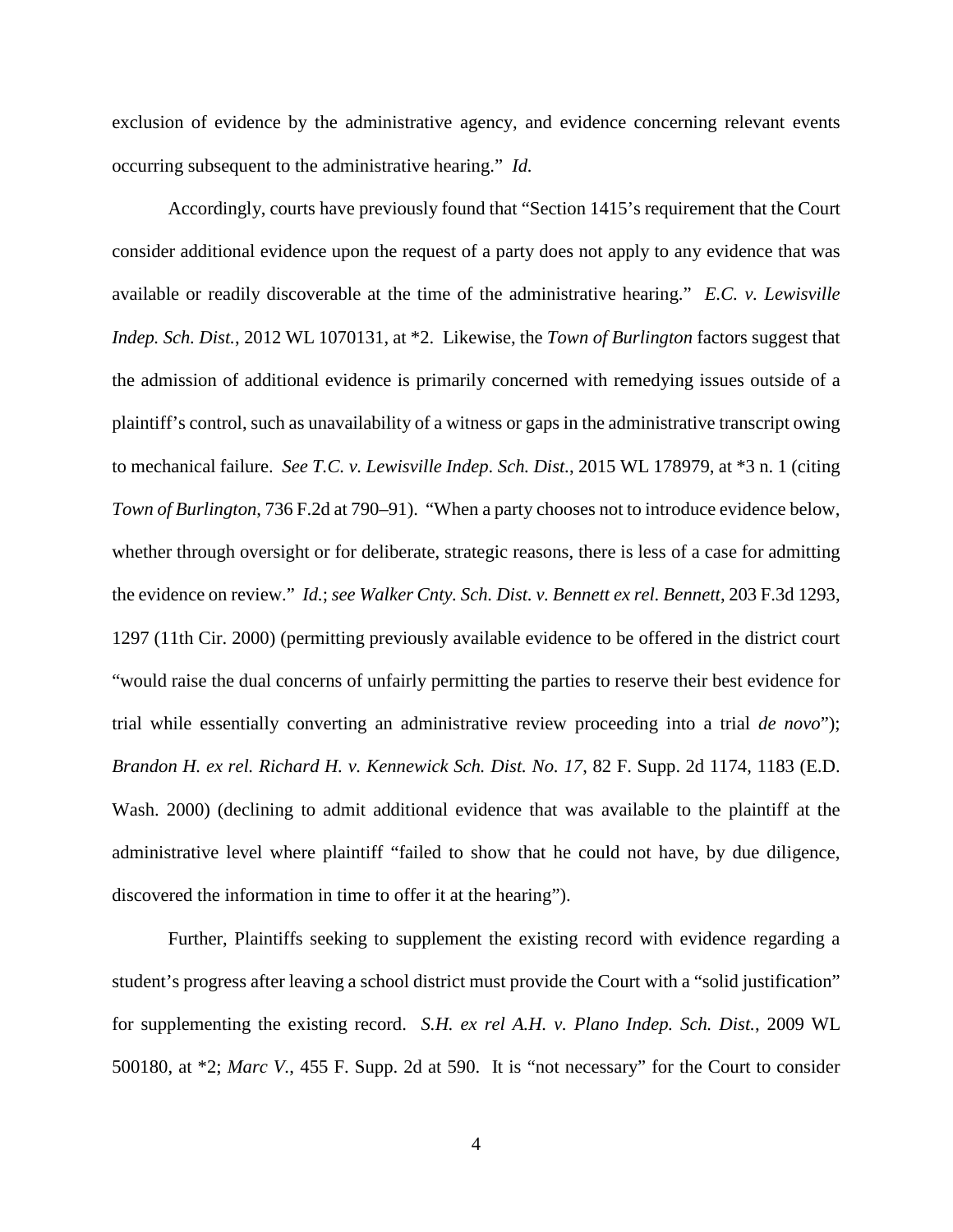exclusion of evidence by the administrative agency, and evidence concerning relevant events occurring subsequent to the administrative hearing." *Id.*

Accordingly, courts have previously found that "Section 1415's requirement that the Court consider additional evidence upon the request of a party does not apply to any evidence that was available or readily discoverable at the time of the administrative hearing." *E.C. v. Lewisville Indep. Sch. Dist.*, 2012 WL 1070131, at *2. Likewise, the *Town of Burlington* factors suggest that the admission of additional evidence is primarily concerned with remedying issues outside of a plaintiff's control, such as unavailability of a witness or gaps in the administrative transcript owing to mechanical failure. *See T.C. v. Lewisville Indep. Sch. Dist.*, 2015 WL 178979, at *3 n. 1 (citing *Town of Burlington*, 736 F.2d at 790–91). "When a party chooses not to introduce evidence below, whether through oversight or for deliberate, strategic reasons, there is less of a case for admitting the evidence on review." *Id.*; *see Walker Cnty. Sch. Dist. v. Bennett ex rel. Bennett*, 203 F.3d 1293, 1297 (11th Cir. 2000) (permitting previously available evidence to be offered in the district court "would raise the dual concerns of unfairly permitting the parties to reserve their best evidence for trial while essentially converting an administrative review proceeding into a trial *de novo*"); *Brandon H. ex rel. Richard H. v. Kennewick Sch. Dist. No. 17*, 82 F. Supp. 2d 1174, 1183 (E.D. Wash. 2000) (declining to admit additional evidence that was available to the plaintiff at the administrative level where plaintiff "failed to show that he could not have, by due diligence, discovered the information in time to offer it at the hearing").

Further, Plaintiffs seeking to supplement the existing record with evidence regarding a student's progress after leaving a school district must provide the Court with a "solid justification" for supplementing the existing record. *S.H. ex rel A.H. v. Plano Indep. Sch. Dist.*, 2009 WL 500180, at *2; *Marc V.*, 455 F. Supp. 2d at 590. It is "not necessary" for the Court to consider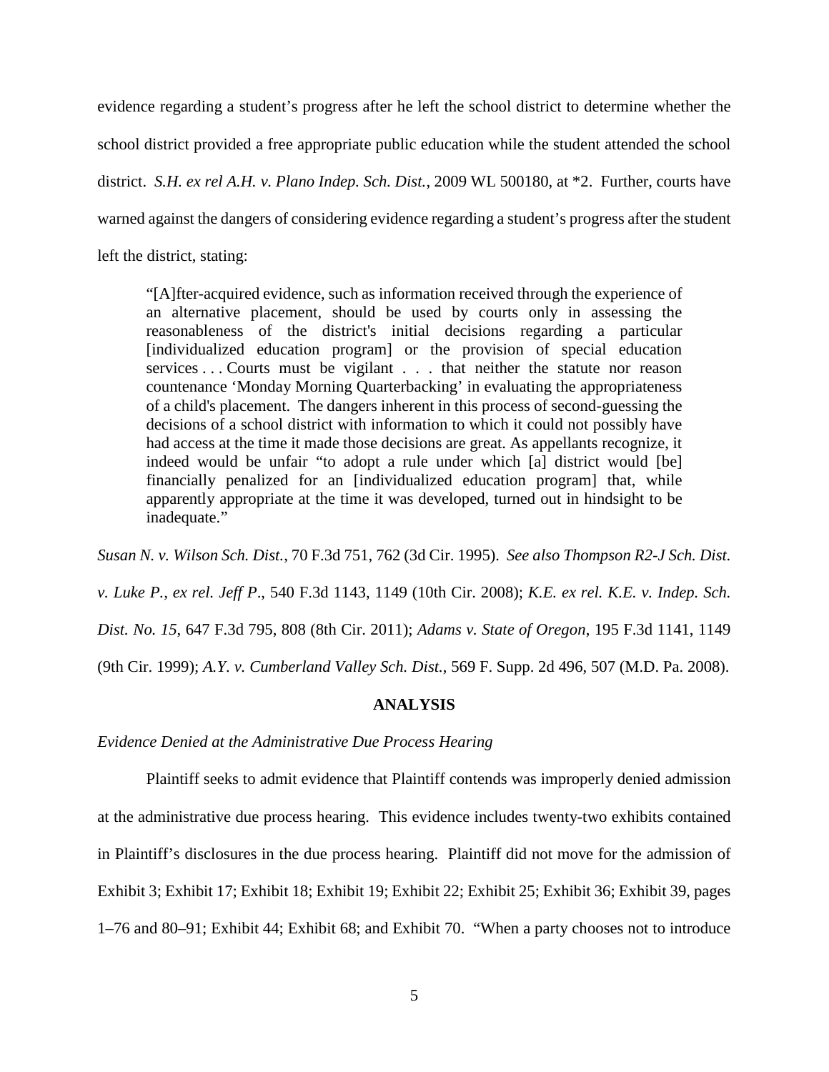evidence regarding a student's progress after he left the school district to determine whether the school district provided a free appropriate public education while the student attended the school district. *S.H. ex rel A.H. v. Plano Indep. Sch. Dist.*, 2009 WL 500180, at *2. Further, courts have warned against the dangers of considering evidence regarding a student's progress after the student left the district, stating:

> "[A]fter-acquired evidence, such as information received through the experience of an alternative placement, should be used by courts only in assessing the reasonableness of the district's initial decisions regarding a particular [individualized education program] or the provision of special education services . . . Courts must be vigilant . . . that neither the statute nor reason countenance 'Monday Morning Quarterbacking' in evaluating the appropriateness of a child's placement. The dangers inherent in this process of second-guessing the decisions of a school district with information to which it could not possibly have had access at the time it made those decisions are great. As appellants recognize, it indeed would be unfair "to adopt a rule under which [a] district would [be] financially penalized for an [individualized education program] that, while apparently appropriate at the time it was developed, turned out in hindsight to be inadequate."

*Susan N. v. Wilson Sch. Dist.*, 70 F.3d 751, 762 (3d Cir. 1995). *See also Thompson R2-J Sch. Dist. v. Luke P., ex rel. Jeff P*., 540 F.3d 1143, 1149 (10th Cir. 2008); *K.E. ex rel. K.E. v. Indep. Sch. Dist. No. 15*, 647 F.3d 795, 808 (8th Cir. 2011); *Adams v. State of Oregon*, 195 F.3d 1141, 1149 (9th Cir. 1999); *A.Y. v. Cumberland Valley Sch. Dist.*, 569 F. Supp. 2d 496, 507 (M.D. Pa. 2008).

## ANALYSIS

*Evidence Denied at the Administrative Due Process Hearing*

Plaintiff seeks to admit evidence that Plaintiff contends was improperly denied admission at the administrative due process hearing. This evidence includes twenty-two exhibits contained in Plaintiff's disclosures in the due process hearing. Plaintiff did not move for the admission of Exhibit 3; Exhibit 17; Exhibit 18; Exhibit 19; Exhibit 22; Exhibit 25; Exhibit 36; Exhibit 39, pages 1–76 and 80–91; Exhibit 44; Exhibit 68; and Exhibit 70. "When a party chooses not to introduce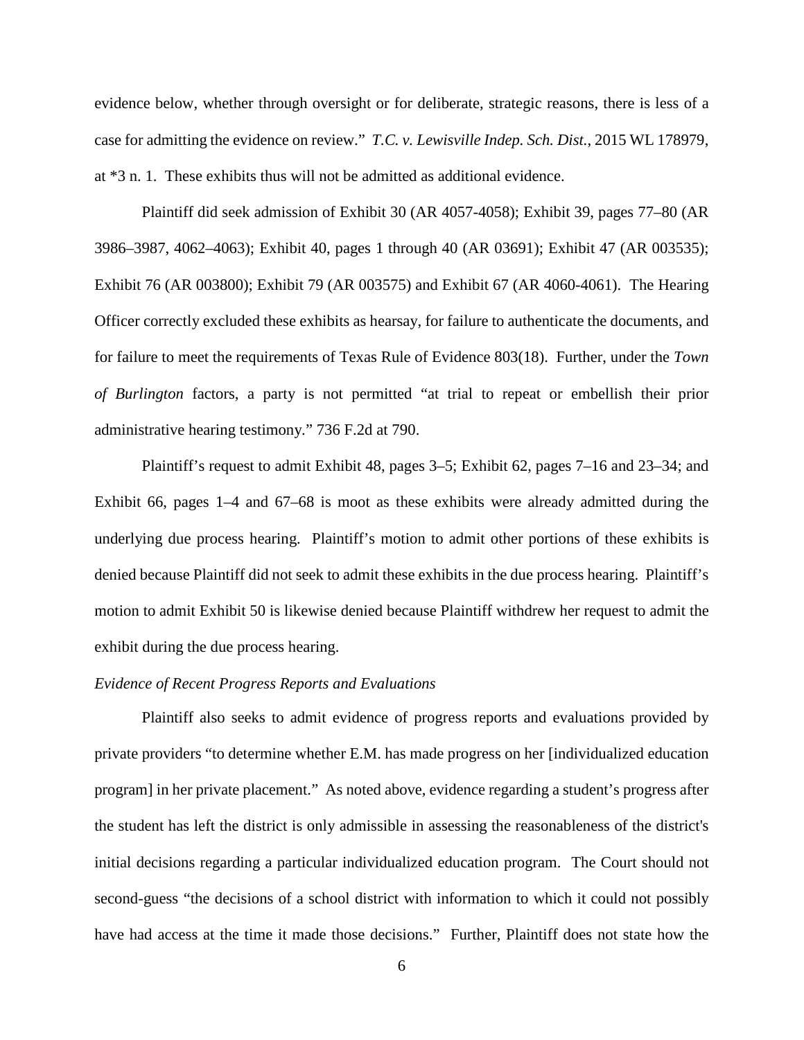evidence below, whether through oversight or for deliberate, strategic reasons, there is less of a case for admitting the evidence on review." *T.C. v. Lewisville Indep. Sch. Dist.*, 2015 WL 178979, at *3 n. 1. These exhibits thus will not be admitted as additional evidence.

Plaintiff did seek admission of Exhibit 30 (AR 4057-4058); Exhibit 39, pages 77–80 (AR 3986–3987, 4062–4063); Exhibit 40, pages 1 through 40 (AR 03691); Exhibit 47 (AR 003535); Exhibit 76 (AR 003800); Exhibit 79 (AR 003575) and Exhibit 67 (AR 4060-4061). The Hearing Officer correctly excluded these exhibits as hearsay, for failure to authenticate the documents, and for failure to meet the requirements of Texas Rule of Evidence 803(18). Further, under the *Town of Burlington* factors, a party is not permitted "at trial to repeat or embellish their prior administrative hearing testimony." 736 F.2d at 790.

Plaintiff's request to admit Exhibit 48, pages 3–5; Exhibit 62, pages 7–16 and 23–34; and Exhibit 66, pages 1–4 and 67–68 is moot as these exhibits were already admitted during the underlying due process hearing. Plaintiff's motion to admit other portions of these exhibits is denied because Plaintiff did not seek to admit these exhibits in the due process hearing. Plaintiff's motion to admit Exhibit 50 is likewise denied because Plaintiff withdrew her request to admit the exhibit during the due process hearing.

*Evidence of Recent Progress Reports and Evaluations*

Plaintiff also seeks to admit evidence of progress reports and evaluations provided by private providers "to determine whether E.M. has made progress on her [individualized education program] in her private placement." As noted above, evidence regarding a student's progress after the student has left the district is only admissible in assessing the reasonableness of the district's initial decisions regarding a particular individualized education program. The Court should not second-guess "the decisions of a school district with information to which it could not possibly have had access at the time it made those decisions." Further, Plaintiff does not state how the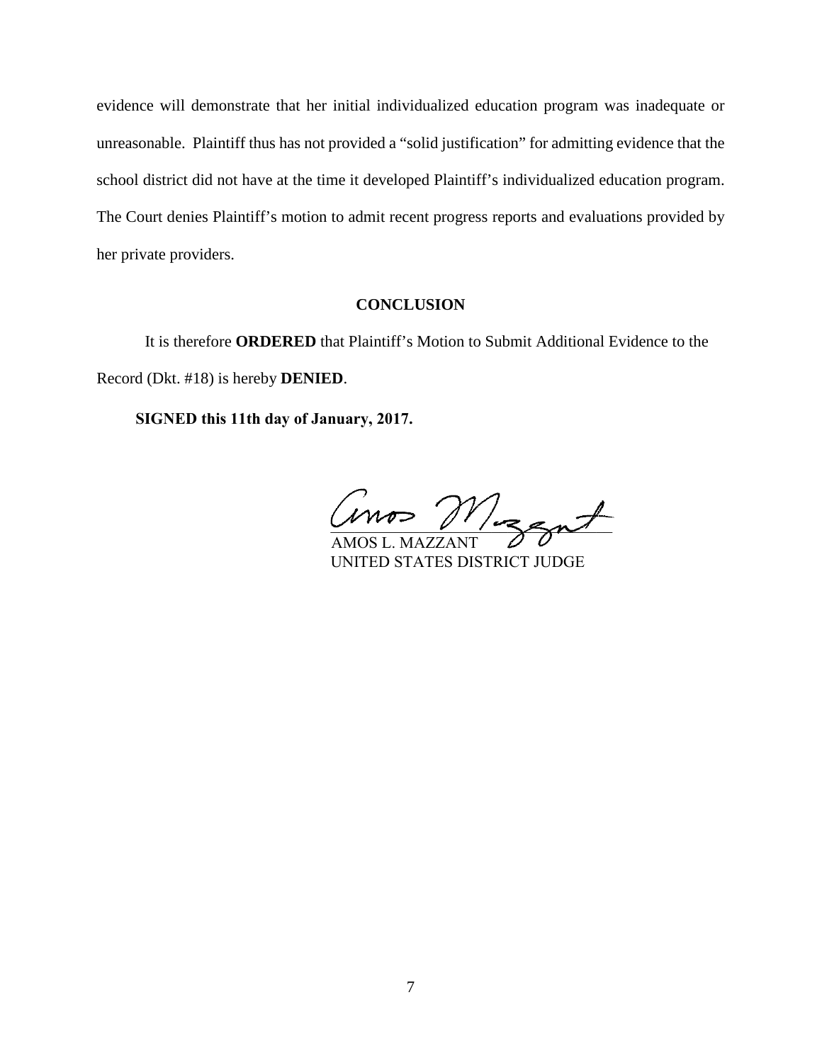evidence will demonstrate that her initial individualized education program was inadequate or unreasonable. Plaintiff thus has not provided a "solid justification" for admitting evidence that the school district did not have at the time it developed Plaintiff's individualized education program. The Court denies Plaintiff's motion to admit recent progress reports and evaluations provided by her private providers.

## CONCLUSION

It is therefore **ORDERED** that Plaintiff's Motion to Submit Additional Evidence to the Record (Dkt. #18) is hereby **DENIED**.

**SIGNED this 11th day of January, 2017.**

AMOS L. MAZZANT
UNITED STATES DISTRICT JUDGE